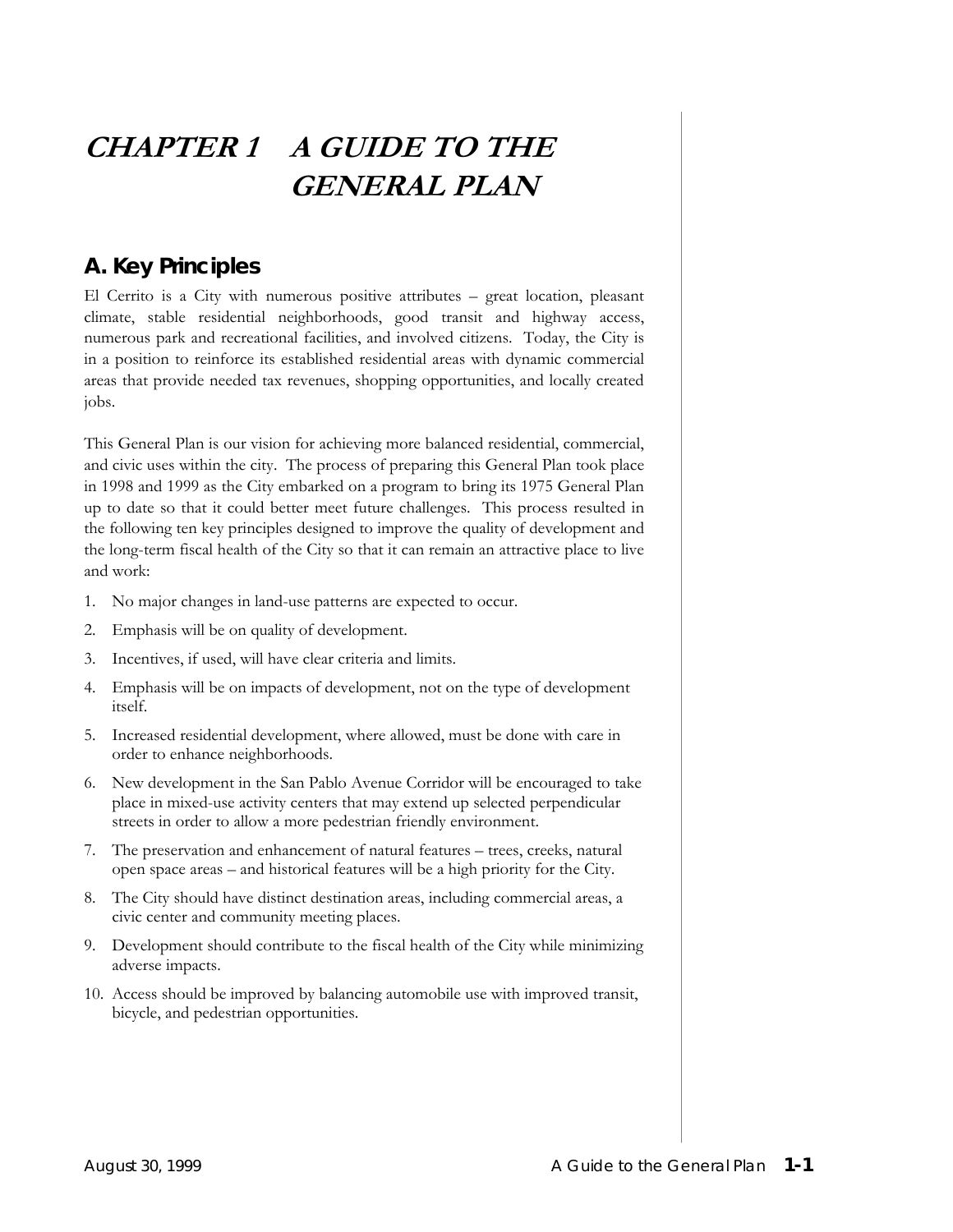# CHAPTER 1 A GUIDE TO THE GENERAL PLAN

## A. Key Principles

El Cerrito is a City with numerous positive attributes – great location, pleasant climate, stable residential neighborhoods, good transit and highway access, numerous park and recreational facilities, and involved citizens. Today, the City is in a position to reinforce its established residential areas with dynamic commercial areas that provide needed tax revenues, shopping opportunities, and locally created jobs.

This General Plan is our vision for achieving more balanced residential, commercial, and civic uses within the city. The process of preparing this General Plan took place in 1998 and 1999 as the City embarked on a program to bring its 1975 General Plan up to date so that it could better meet future challenges. This process resulted in the following ten key principles designed to improve the quality of development and the long-term fiscal health of the City so that it can remain an attractive place to live and work:

1. No major changes in land-use patterns are expected to occur.
2. Emphasis will be on quality of development.
3. Incentives, if used, will have clear criteria and limits.
4. Emphasis will be on impacts of development, not on the type of development itself.
5. Increased residential development, where allowed, must be done with care in order to enhance neighborhoods.
6. New development in the San Pablo Avenue Corridor will be encouraged to take place in mixed-use activity centers that may extend up selected perpendicular streets in order to allow a more pedestrian friendly environment.
7. The preservation and enhancement of natural features – trees, creeks, natural open space areas – and historical features will be a high priority for the City.
8. The City should have distinct destination areas, including commercial areas, a civic center and community meeting places.
9. Development should contribute to the fiscal health of the City while minimizing adverse impacts.
10. Access should be improved by balancing automobile use with improved transit, bicycle, and pedestrian opportunities.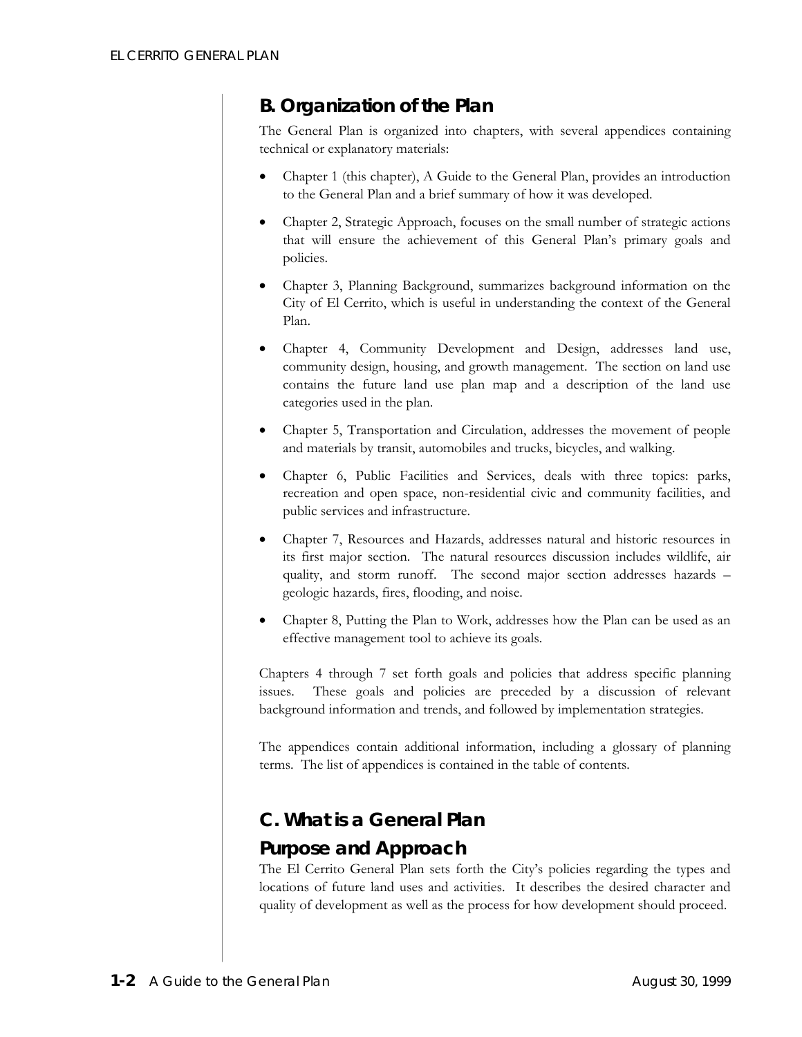## B. Organization of the Plan

The General Plan is organized into chapters, with several appendices containing technical or explanatory materials:

- Chapter 1 (this chapter), A Guide to the General Plan, provides an introduction to the General Plan and a brief summary of how it was developed.
- Chapter 2, Strategic Approach, focuses on the small number of strategic actions that will ensure the achievement of this General Plan's primary goals and policies.
- Chapter 3, Planning Background, summarizes background information on the City of El Cerrito, which is useful in understanding the context of the General Plan.
- Chapter 4, Community Development and Design, addresses land use, community design, housing, and growth management. The section on land use contains the future land use plan map and a description of the land use categories used in the plan.
- Chapter 5, Transportation and Circulation, addresses the movement of people and materials by transit, automobiles and trucks, bicycles, and walking.
- Chapter 6, Public Facilities and Services, deals with three topics: parks, recreation and open space, non-residential civic and community facilities, and public services and infrastructure.
- Chapter 7, Resources and Hazards, addresses natural and historic resources in its first major section. The natural resources discussion includes wildlife, air quality, and storm runoff. The second major section addresses hazards – geologic hazards, fires, flooding, and noise.
- Chapter 8, Putting the Plan to Work, addresses how the Plan can be used as an effective management tool to achieve its goals.

Chapters 4 through 7 set forth goals and policies that address specific planning issues. These goals and policies are preceded by a discussion of relevant background information and trends, and followed by implementation strategies.

The appendices contain additional information, including a glossary of planning terms. The list of appendices is contained in the table of contents.

## C. What is a General Plan

### Purpose and Approach

The El Cerrito General Plan sets forth the City's policies regarding the types and locations of future land uses and activities. It describes the desired character and quality of development as well as the process for how development should proceed.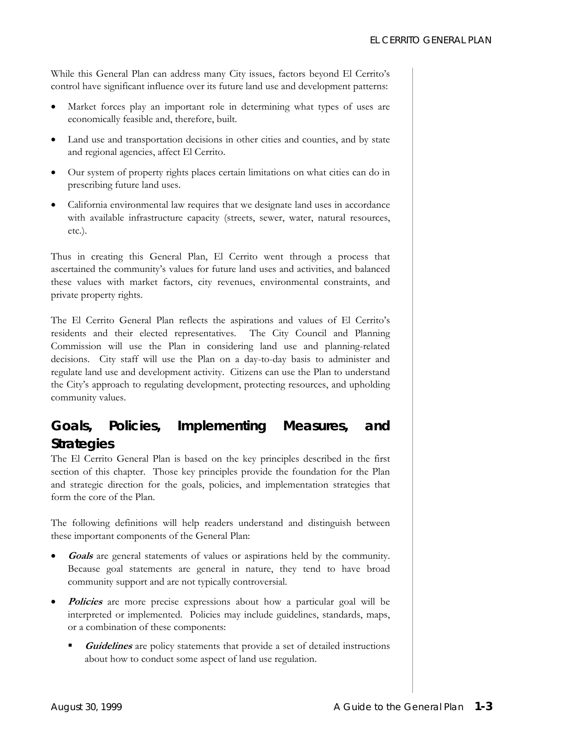While this General Plan can address many City issues, factors beyond El Cerrito's control have significant influence over its future land use and development patterns:

- Market forces play an important role in determining what types of uses are economically feasible and, therefore, built.
- Land use and transportation decisions in other cities and counties, and by state and regional agencies, affect El Cerrito.
- Our system of property rights places certain limitations on what cities can do in prescribing future land uses.
- California environmental law requires that we designate land uses in accordance with available infrastructure capacity (streets, sewer, water, natural resources, etc.).

Thus in creating this General Plan, El Cerrito went through a process that ascertained the community's values for future land uses and activities, and balanced these values with market factors, city revenues, environmental constraints, and private property rights.

The El Cerrito General Plan reflects the aspirations and values of El Cerrito's residents and their elected representatives. The City Council and Planning Commission will use the Plan in considering land use and planning-related decisions. City staff will use the Plan on a day-to-day basis to administer and regulate land use and development activity. Citizens can use the Plan to understand the City's approach to regulating development, protecting resources, and upholding community values.

## Goals, Policies, Implementing Measures, and Strategies

The El Cerrito General Plan is based on the key principles described in the first section of this chapter. Those key principles provide the foundation for the Plan and strategic direction for the goals, policies, and implementation strategies that form the core of the Plan.

The following definitions will help readers understand and distinguish between these important components of the General Plan:

- ***Goals*** are general statements of values or aspirations held by the community. Because goal statements are general in nature, they tend to have broad community support and are not typically controversial.
- ***Policies*** are more precise expressions about how a particular goal will be interpreted or implemented. Policies may include guidelines, standards, maps, or a combination of these components:
  - ***Guidelines*** are policy statements that provide a set of detailed instructions about how to conduct some aspect of land use regulation.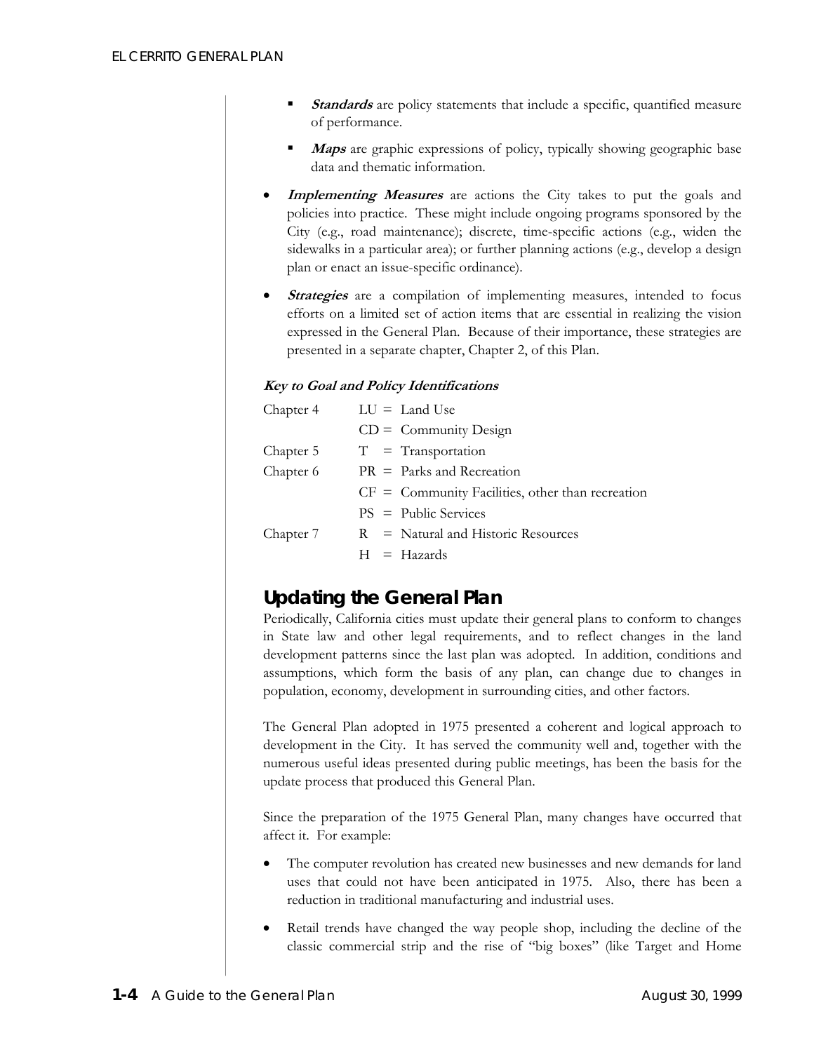- ***Standards*** are policy statements that include a specific, quantified measure of performance.

- ***Maps*** are graphic expressions of policy, typically showing geographic base data and thematic information.

- ***Implementing Measures*** are actions the City takes to put the goals and policies into practice. These might include ongoing programs sponsored by the City (e.g., road maintenance); discrete, time-specific actions (e.g., widen the sidewalks in a particular area); or further planning actions (e.g., develop a design plan or enact an issue-specific ordinance).

- ***Strategies*** are a compilation of implementing measures, intended to focus efforts on a limited set of action items that are essential in realizing the vision expressed in the General Plan. Because of their importance, these strategies are presented in a separate chapter, Chapter 2, of this Plan.

***Key to Goal and Policy Identifications***

| | |
|---|---|
| Chapter 4 | LU = Land Use |
| | CD = Community Design |
| Chapter 5 | T = Transportation |
| Chapter 6 | PR = Parks and Recreation |
| | CF = Community Facilities, other than recreation |
| | PS = Public Services |
| Chapter 7 | R = Natural and Historic Resources |
| | H = Hazards |

## Updating the General Plan

Periodically, California cities must update their general plans to conform to changes in State law and other legal requirements, and to reflect changes in the land development patterns since the last plan was adopted. In addition, conditions and assumptions, which form the basis of any plan, can change due to changes in population, economy, development in surrounding cities, and other factors.

The General Plan adopted in 1975 presented a coherent and logical approach to development in the City. It has served the community well and, together with the numerous useful ideas presented during public meetings, has been the basis for the update process that produced this General Plan.

Since the preparation of the 1975 General Plan, many changes have occurred that affect it. For example:

- The computer revolution has created new businesses and new demands for land uses that could not have been anticipated in 1975. Also, there has been a reduction in traditional manufacturing and industrial uses.

- Retail trends have changed the way people shop, including the decline of the classic commercial strip and the rise of "big boxes" (like Target and Home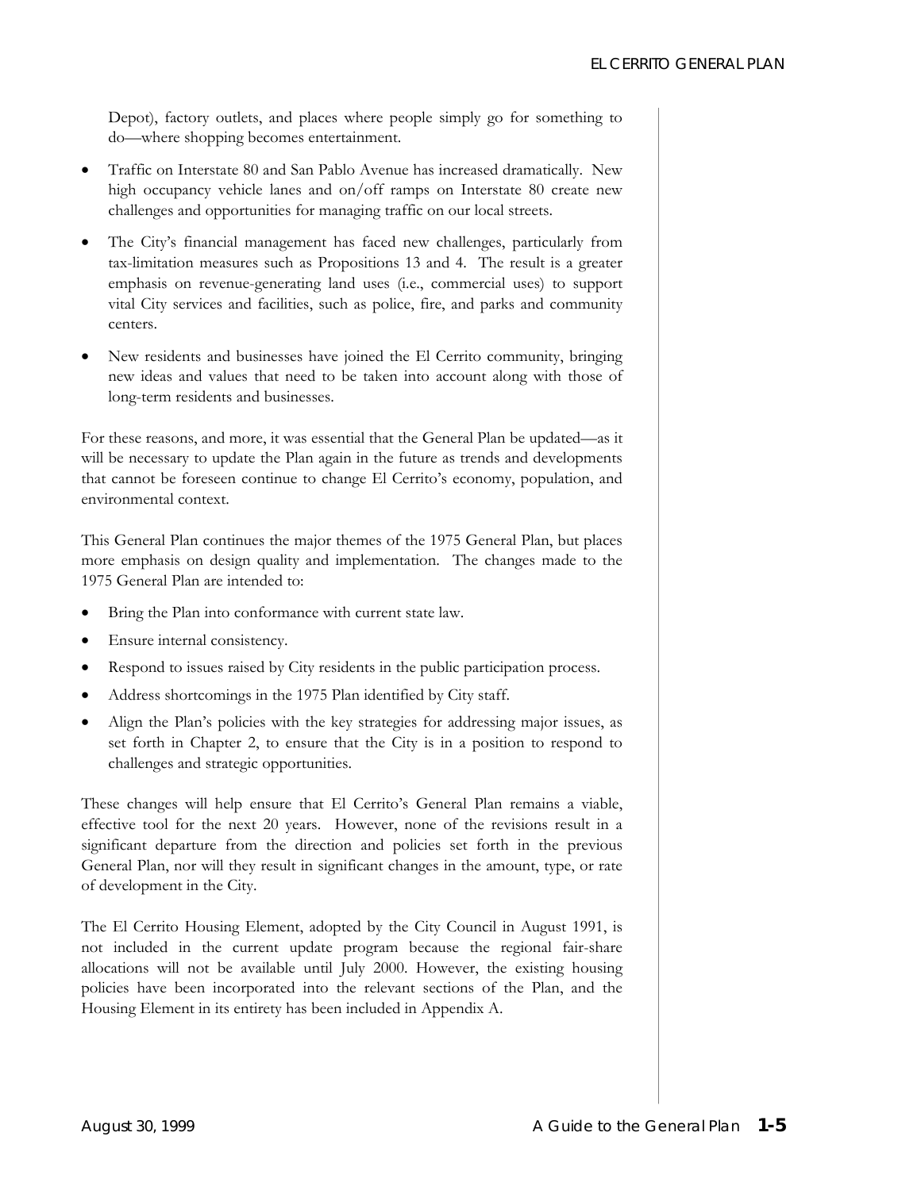Depot), factory outlets, and places where people simply go for something to do—where shopping becomes entertainment.

- Traffic on Interstate 80 and San Pablo Avenue has increased dramatically. New high occupancy vehicle lanes and on/off ramps on Interstate 80 create new challenges and opportunities for managing traffic on our local streets.
- The City's financial management has faced new challenges, particularly from tax-limitation measures such as Propositions 13 and 4. The result is a greater emphasis on revenue-generating land uses (i.e., commercial uses) to support vital City services and facilities, such as police, fire, and parks and community centers.
- New residents and businesses have joined the El Cerrito community, bringing new ideas and values that need to be taken into account along with those of long-term residents and businesses.

For these reasons, and more, it was essential that the General Plan be updated—as it will be necessary to update the Plan again in the future as trends and developments that cannot be foreseen continue to change El Cerrito's economy, population, and environmental context.

This General Plan continues the major themes of the 1975 General Plan, but places more emphasis on design quality and implementation. The changes made to the 1975 General Plan are intended to:

- Bring the Plan into conformance with current state law.
- Ensure internal consistency.
- Respond to issues raised by City residents in the public participation process.
- Address shortcomings in the 1975 Plan identified by City staff.
- Align the Plan's policies with the key strategies for addressing major issues, as set forth in Chapter 2, to ensure that the City is in a position to respond to challenges and strategic opportunities.

These changes will help ensure that El Cerrito's General Plan remains a viable, effective tool for the next 20 years. However, none of the revisions result in a significant departure from the direction and policies set forth in the previous General Plan, nor will they result in significant changes in the amount, type, or rate of development in the City.

The El Cerrito Housing Element, adopted by the City Council in August 1991, is not included in the current update program because the regional fair-share allocations will not be available until July 2000. However, the existing housing policies have been incorporated into the relevant sections of the Plan, and the Housing Element in its entirety has been included in Appendix A.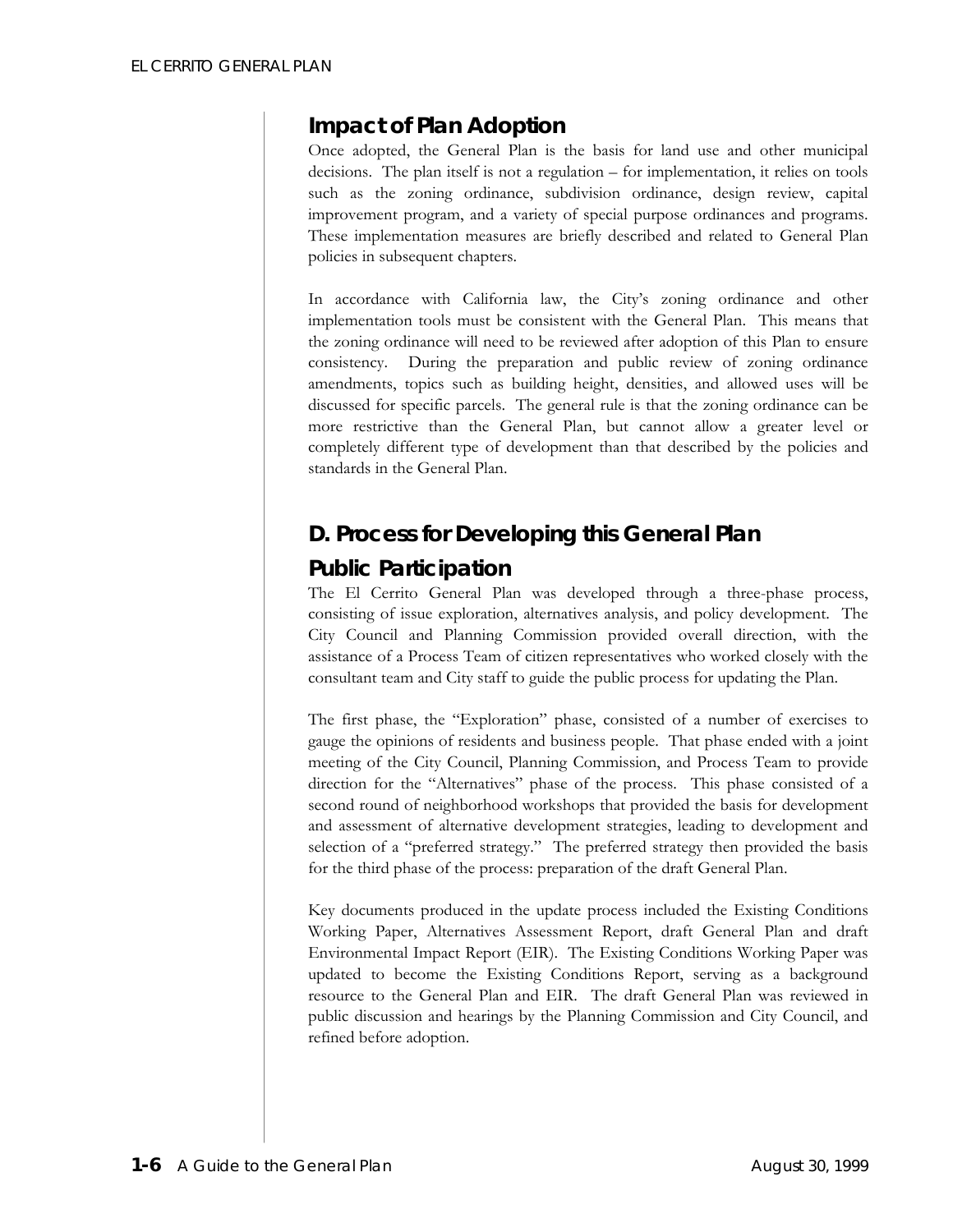## Impact of Plan Adoption

Once adopted, the General Plan is the basis for land use and other municipal decisions. The plan itself is not a regulation – for implementation, it relies on tools such as the zoning ordinance, subdivision ordinance, design review, capital improvement program, and a variety of special purpose ordinances and programs. These implementation measures are briefly described and related to General Plan policies in subsequent chapters.

In accordance with California law, the City's zoning ordinance and other implementation tools must be consistent with the General Plan. This means that the zoning ordinance will need to be reviewed after adoption of this Plan to ensure consistency. During the preparation and public review of zoning ordinance amendments, topics such as building height, densities, and allowed uses will be discussed for specific parcels. The general rule is that the zoning ordinance can be more restrictive than the General Plan, but cannot allow a greater level or completely different type of development than that described by the policies and standards in the General Plan.

# D. Process for Developing this General Plan

## Public Participation

The El Cerrito General Plan was developed through a three-phase process, consisting of issue exploration, alternatives analysis, and policy development. The City Council and Planning Commission provided overall direction, with the assistance of a Process Team of citizen representatives who worked closely with the consultant team and City staff to guide the public process for updating the Plan.

The first phase, the "Exploration" phase, consisted of a number of exercises to gauge the opinions of residents and business people. That phase ended with a joint meeting of the City Council, Planning Commission, and Process Team to provide direction for the "Alternatives" phase of the process. This phase consisted of a second round of neighborhood workshops that provided the basis for development and assessment of alternative development strategies, leading to development and selection of a "preferred strategy." The preferred strategy then provided the basis for the third phase of the process: preparation of the draft General Plan.

Key documents produced in the update process included the Existing Conditions Working Paper, Alternatives Assessment Report, draft General Plan and draft Environmental Impact Report (EIR). The Existing Conditions Working Paper was updated to become the Existing Conditions Report, serving as a background resource to the General Plan and EIR. The draft General Plan was reviewed in public discussion and hearings by the Planning Commission and City Council, and refined before adoption.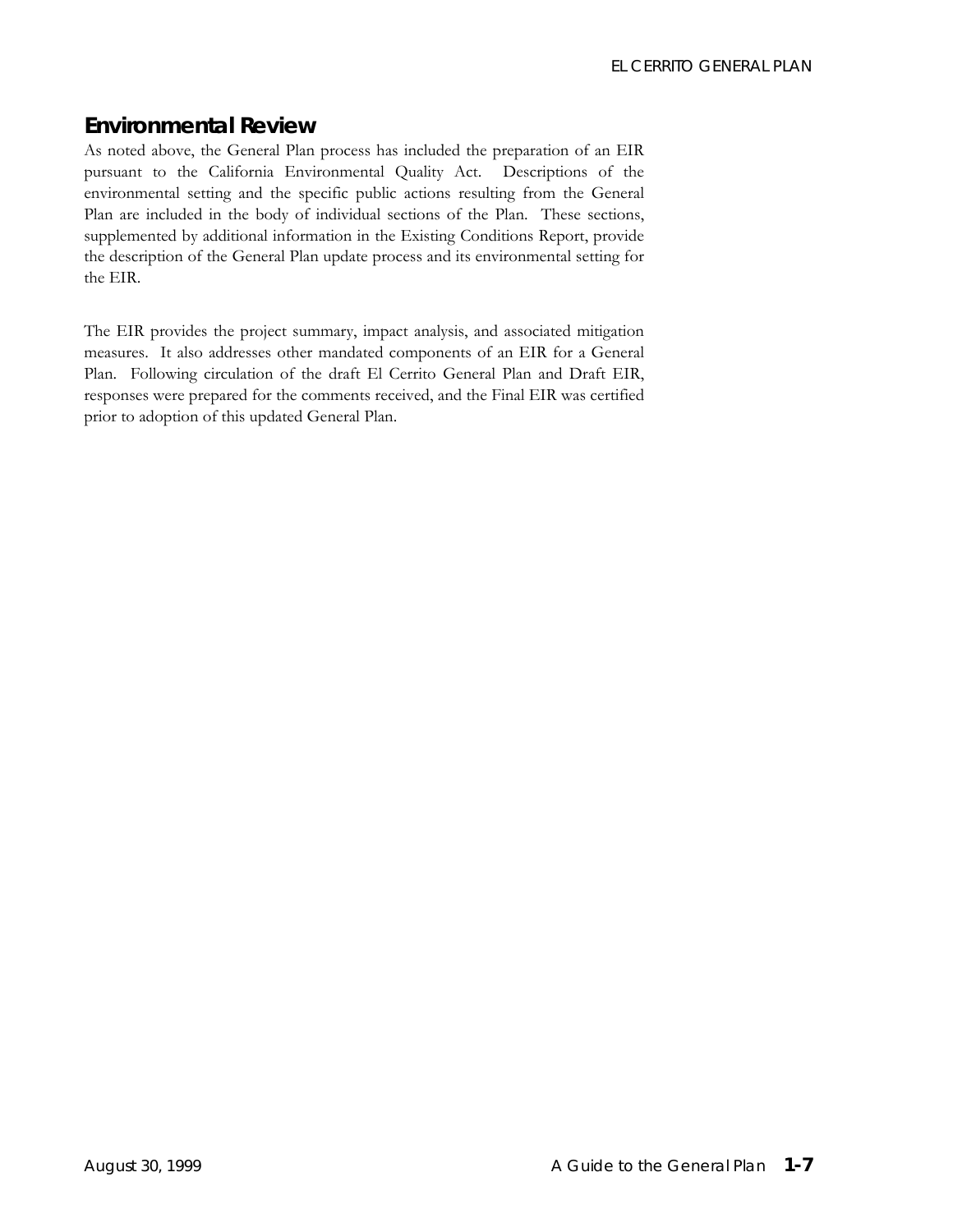## Environmental Review

As noted above, the General Plan process has included the preparation of an EIR pursuant to the California Environmental Quality Act. Descriptions of the environmental setting and the specific public actions resulting from the General Plan are included in the body of individual sections of the Plan. These sections, supplemented by additional information in the Existing Conditions Report, provide the description of the General Plan update process and its environmental setting for the EIR.

The EIR provides the project summary, impact analysis, and associated mitigation measures. It also addresses other mandated components of an EIR for a General Plan. Following circulation of the draft El Cerrito General Plan and Draft EIR, responses were prepared for the comments received, and the Final EIR was certified prior to adoption of this updated General Plan.